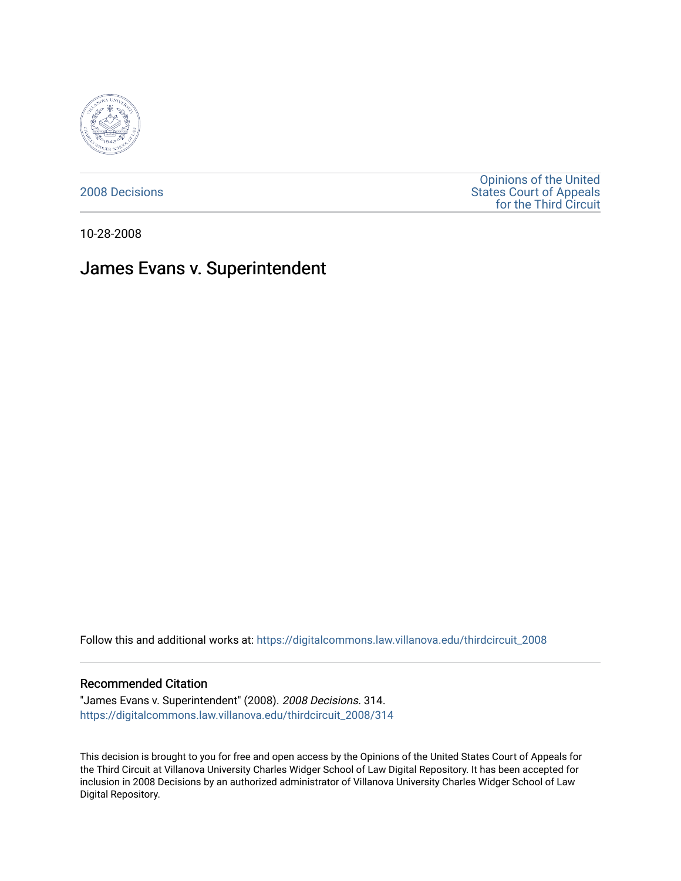2008 Decisions

Opinions of the United States Court of Appeals for the Third Circuit

10-28-2008

# James Evans v. Superintendent

Follow this and additional works at: https://digitalcommons.law.villanova.edu/thirdcircuit_2008

## Recommended Citation

"James Evans v. Superintendent" (2008). *2008 Decisions*. 314.
https://digitalcommons.law.villanova.edu/thirdcircuit_2008/314

This decision is brought to you for free and open access by the Opinions of the United States Court of Appeals for the Third Circuit at Villanova University Charles Widger School of Law Digital Repository. It has been accepted for inclusion in 2008 Decisions by an authorized administrator of Villanova University Charles Widger School of Law Digital Repository.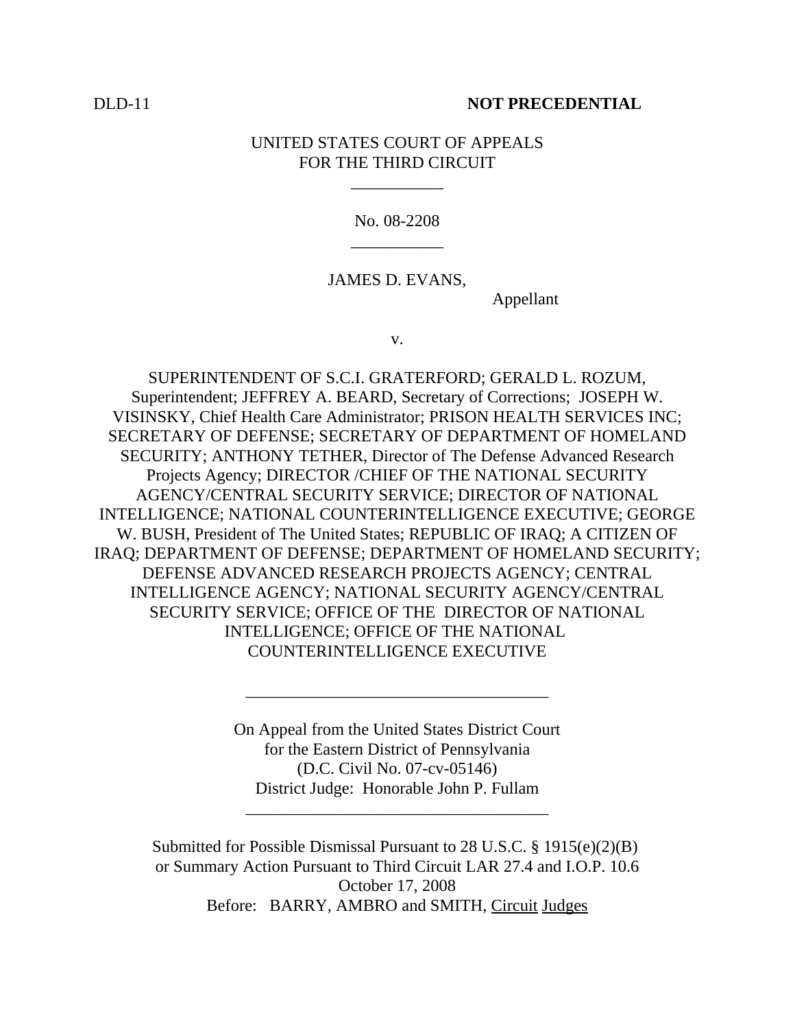DLD-11 **NOT PRECEDENTIAL**

UNITED STATES COURT OF APPEALS
FOR THE THIRD CIRCUIT

___________

No. 08-2208

___________

JAMES D. EVANS,
Appellant

v.

SUPERINTENDENT OF S.C.I. GRATERFORD; GERALD L. ROZUM, Superintendent; JEFFREY A. BEARD, Secretary of Corrections; JOSEPH W. VISINSKY, Chief Health Care Administrator; PRISON HEALTH SERVICES INC; SECRETARY OF DEFENSE; SECRETARY OF DEPARTMENT OF HOMELAND SECURITY; ANTHONY TETHER, Director of The Defense Advanced Research Projects Agency; DIRECTOR /CHIEF OF THE NATIONAL SECURITY AGENCY/CENTRAL SECURITY SERVICE; DIRECTOR OF NATIONAL INTELLIGENCE; NATIONAL COUNTERINTELLIGENCE EXECUTIVE; GEORGE W. BUSH, President of The United States; REPUBLIC OF IRAQ; A CITIZEN OF IRAQ; DEPARTMENT OF DEFENSE; DEPARTMENT OF HOMELAND SECURITY; DEFENSE ADVANCED RESEARCH PROJECTS AGENCY; CENTRAL INTELLIGENCE AGENCY; NATIONAL SECURITY AGENCY/CENTRAL SECURITY SERVICE; OFFICE OF THE DIRECTOR OF NATIONAL INTELLIGENCE; OFFICE OF THE NATIONAL COUNTERINTELLIGENCE EXECUTIVE

____________________________________

On Appeal from the United States District Court
for the Eastern District of Pennsylvania
(D.C. Civil No. 07-cv-05146)
District Judge: Honorable John P. Fullam

____________________________________

Submitted for Possible Dismissal Pursuant to 28 U.S.C. § 1915(e)(2)(B)
or Summary Action Pursuant to Third Circuit LAR 27.4 and I.O.P. 10.6
October 17, 2008
Before: BARRY, AMBRO and SMITH, Circuit Judges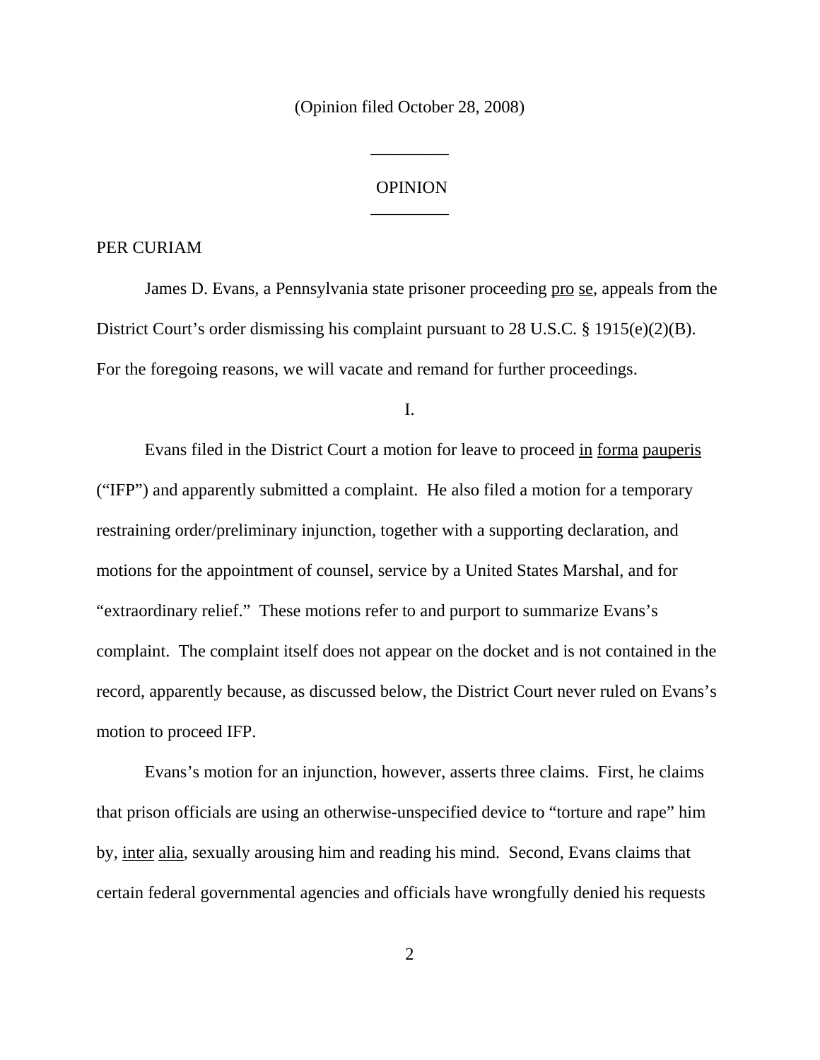(Opinion filed October 28, 2008)

---

OPINION

---

PER CURIAM

James D. Evans, a Pennsylvania state prisoner proceeding pro se, appeals from the District Court's order dismissing his complaint pursuant to 28 U.S.C. § 1915(e)(2)(B). For the foregoing reasons, we will vacate and remand for further proceedings.

I.

Evans filed in the District Court a motion for leave to proceed in forma pauperis ("IFP") and apparently submitted a complaint. He also filed a motion for a temporary restraining order/preliminary injunction, together with a supporting declaration, and motions for the appointment of counsel, service by a United States Marshal, and for "extraordinary relief." These motions refer to and purport to summarize Evans's complaint. The complaint itself does not appear on the docket and is not contained in the record, apparently because, as discussed below, the District Court never ruled on Evans's motion to proceed IFP.

Evans's motion for an injunction, however, asserts three claims. First, he claims that prison officials are using an otherwise-unspecified device to "torture and rape" him by, inter alia, sexually arousing him and reading his mind. Second, Evans claims that certain federal governmental agencies and officials have wrongfully denied his requests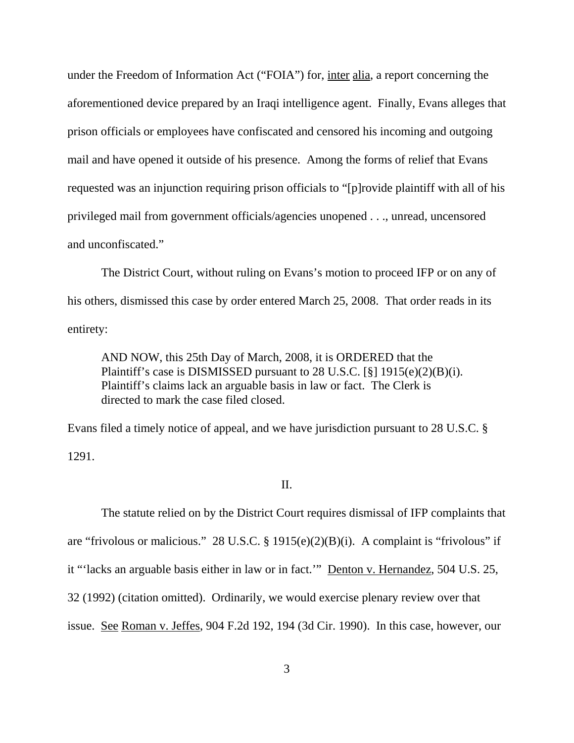under the Freedom of Information Act ("FOIA") for, inter alia, a report concerning the aforementioned device prepared by an Iraqi intelligence agent. Finally, Evans alleges that prison officials or employees have confiscated and censored his incoming and outgoing mail and have opened it outside of his presence. Among the forms of relief that Evans requested was an injunction requiring prison officials to "[p]rovide plaintiff with all of his privileged mail from government officials/agencies unopened . . ., unread, uncensored and unconfiscated."

The District Court, without ruling on Evans's motion to proceed IFP or on any of his others, dismissed this case by order entered March 25, 2008. That order reads in its entirety:

> AND NOW, this 25th Day of March, 2008, it is ORDERED that the Plaintiff's case is DISMISSED pursuant to 28 U.S.C. [§] 1915(e)(2)(B)(i). Plaintiff's claims lack an arguable basis in law or fact. The Clerk is directed to mark the case filed closed.

Evans filed a timely notice of appeal, and we have jurisdiction pursuant to 28 U.S.C. § 1291.

## II.

The statute relied on by the District Court requires dismissal of IFP complaints that are "frivolous or malicious." 28 U.S.C. § 1915(e)(2)(B)(i). A complaint is "frivolous" if it "'lacks an arguable basis either in law or in fact.'" Denton v. Hernandez, 504 U.S. 25, 32 (1992) (citation omitted). Ordinarily, we would exercise plenary review over that issue. See Roman v. Jeffes, 904 F.2d 192, 194 (3d Cir. 1990). In this case, however, our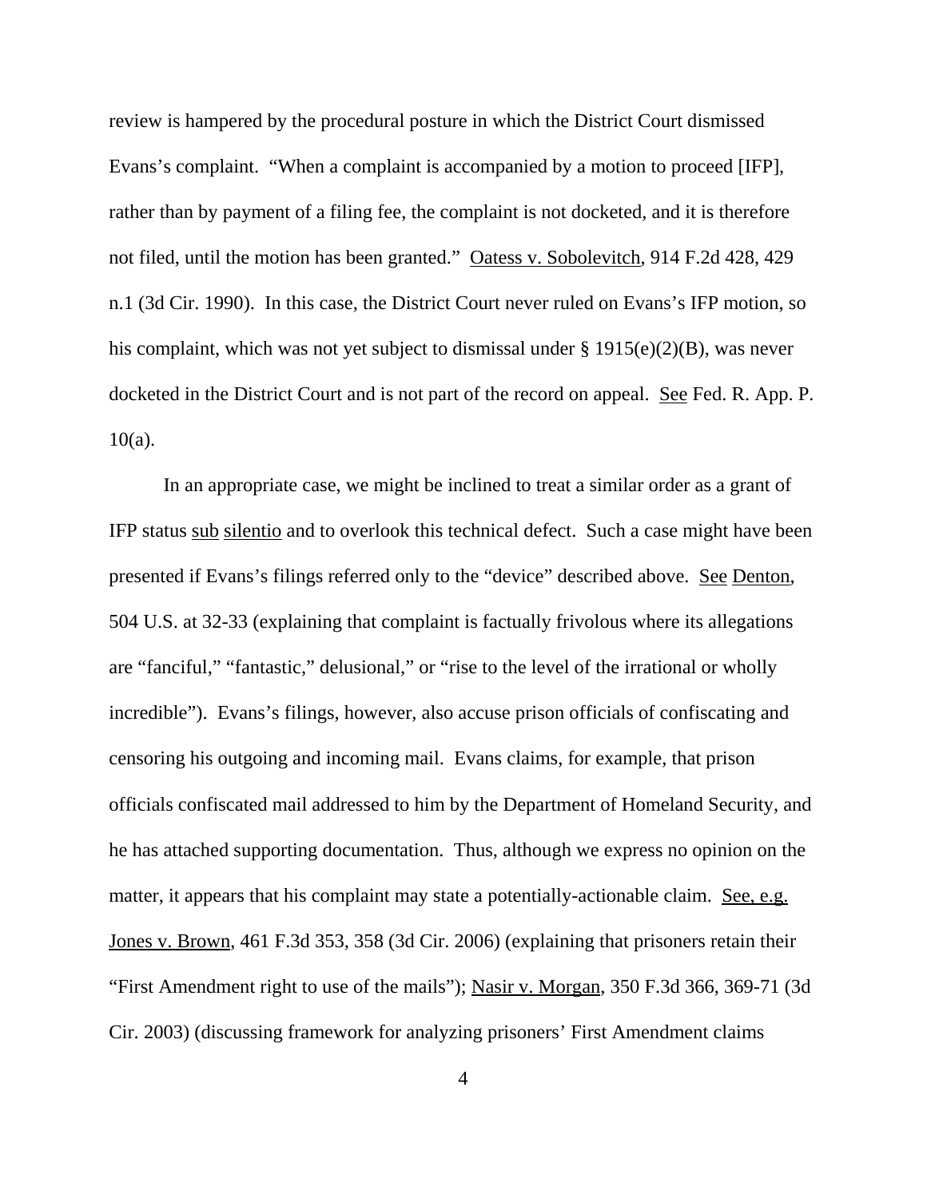review is hampered by the procedural posture in which the District Court dismissed Evans's complaint. "When a complaint is accompanied by a motion to proceed [IFP], rather than by payment of a filing fee, the complaint is not docketed, and it is therefore not filed, until the motion has been granted." Oatess v. Sobolevitch, 914 F.2d 428, 429 n.1 (3d Cir. 1990). In this case, the District Court never ruled on Evans's IFP motion, so his complaint, which was not yet subject to dismissal under § 1915(e)(2)(B), was never docketed in the District Court and is not part of the record on appeal. See Fed. R. App. P. 10(a).

In an appropriate case, we might be inclined to treat a similar order as a grant of IFP status sub silentio and to overlook this technical defect. Such a case might have been presented if Evans's filings referred only to the "device" described above. See Denton, 504 U.S. at 32-33 (explaining that complaint is factually frivolous where its allegations are "fanciful," "fantastic," delusional," or "rise to the level of the irrational or wholly incredible"). Evans's filings, however, also accuse prison officials of confiscating and censoring his outgoing and incoming mail. Evans claims, for example, that prison officials confiscated mail addressed to him by the Department of Homeland Security, and he has attached supporting documentation. Thus, although we express no opinion on the matter, it appears that his complaint may state a potentially-actionable claim. See, e.g. Jones v. Brown, 461 F.3d 353, 358 (3d Cir. 2006) (explaining that prisoners retain their "First Amendment right to use of the mails"); Nasir v. Morgan, 350 F.3d 366, 369-71 (3d Cir. 2003) (discussing framework for analyzing prisoners' First Amendment claims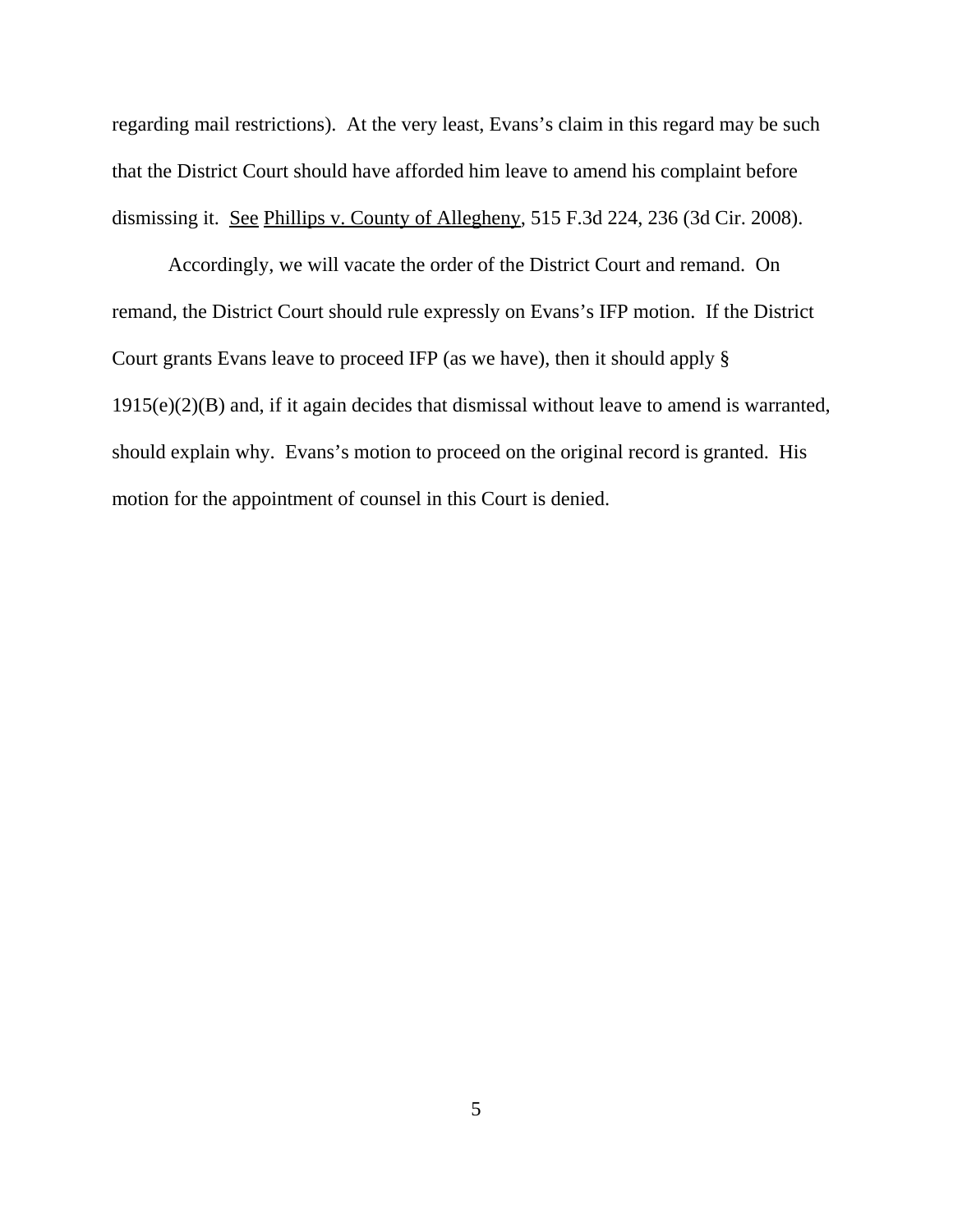regarding mail restrictions). At the very least, Evans's claim in this regard may be such that the District Court should have afforded him leave to amend his complaint before dismissing it. See Phillips v. County of Allegheny, 515 F.3d 224, 236 (3d Cir. 2008).

Accordingly, we will vacate the order of the District Court and remand. On remand, the District Court should rule expressly on Evans's IFP motion. If the District Court grants Evans leave to proceed IFP (as we have), then it should apply § 1915(e)(2)(B) and, if it again decides that dismissal without leave to amend is warranted, should explain why. Evans's motion to proceed on the original record is granted. His motion for the appointment of counsel in this Court is denied.